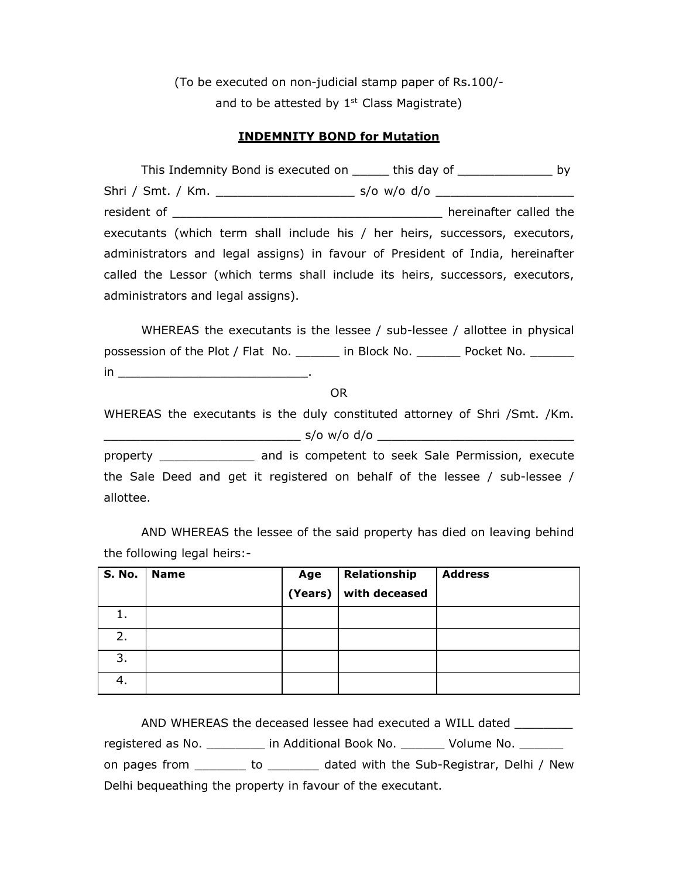(To be executed on non-judicial stamp paper of Rs.100/-
and to be attested by 1st Class Magistrate)

## INDEMNITY BOND for Mutation

This Indemnity Bond is executed on _____ this day of _____________ by Shri / Smt. / Km. ___________________ s/o w/o d/o ___________________ resident of ______________________________________ hereinafter called the executants (which term shall include his / her heirs, successors, executors, administrators and legal assigns) in favour of President of India, hereinafter called the Lessor (which terms shall include its heirs, successors, executors, administrators and legal assigns).

WHEREAS the executants is the lessee / sub-lessee / allottee in physical possession of the Plot / Flat No. ______ in Block No. ______ Pocket No. ______ in __________________________.

OR

WHEREAS the executants is the duly constituted attorney of Shri /Smt. /Km. ___________________________ s/o w/o d/o ___________________________ property _____________ and is competent to seek Sale Permission, execute the Sale Deed and get it registered on behalf of the lessee / sub-lessee / allottee.

AND WHEREAS the lessee of the said property has died on leaving behind the following legal heirs:-

| S. No. | Name | Age (Years) | Relationship with deceased | Address |
|---|---|---|---|---|
| 1. | | | | |
| 2. | | | | |
| 3. | | | | |
| 4. | | | | |

AND WHEREAS the deceased lessee had executed a WILL dated ________ registered as No. ________ in Additional Book No. ______ Volume No. ______ on pages from _______ to _______ dated with the Sub-Registrar, Delhi / New Delhi bequeathing the property in favour of the executant.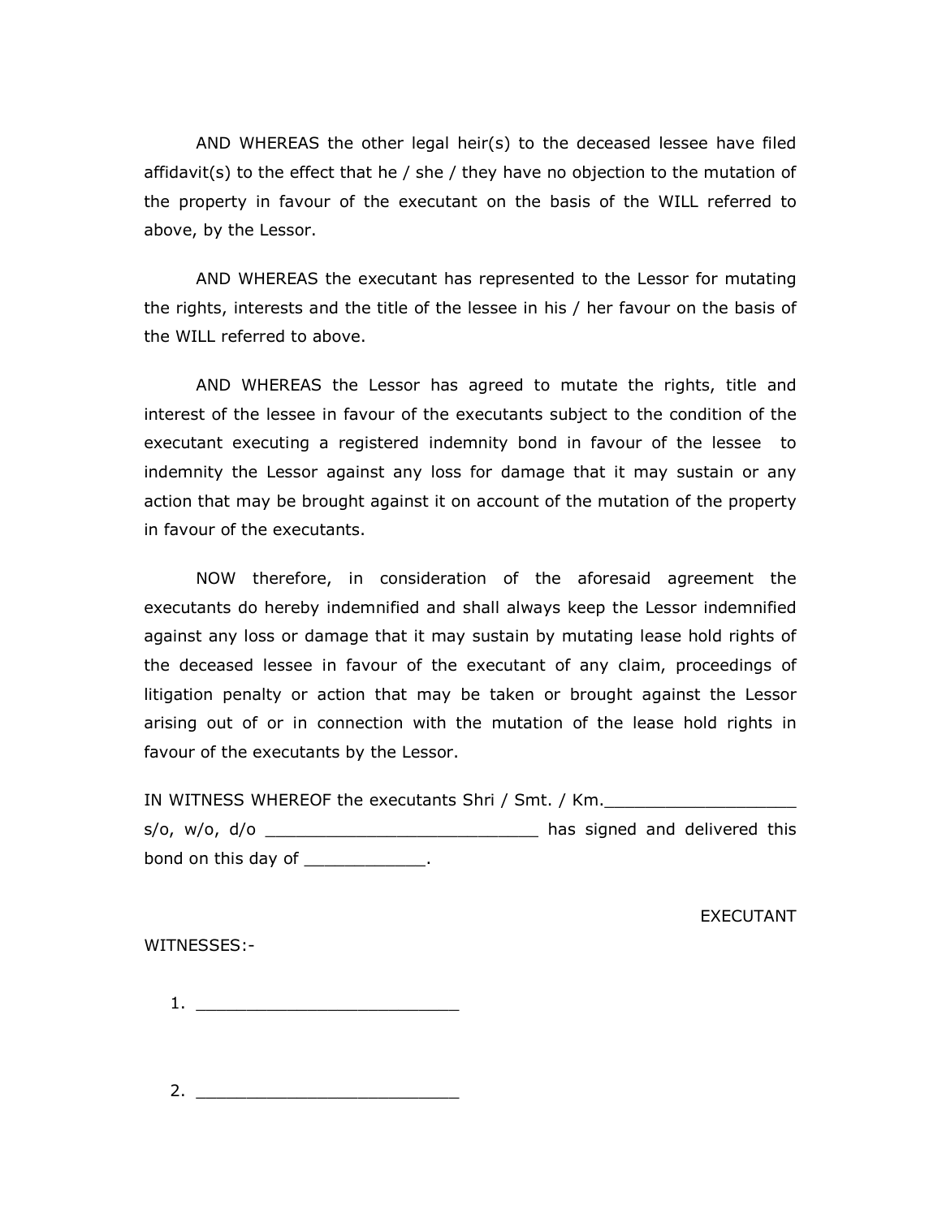AND WHEREAS the other legal heir(s) to the deceased lessee have filed affidavit(s) to the effect that he / she / they have no objection to the mutation of the property in favour of the executant on the basis of the WILL referred to above, by the Lessor.

AND WHEREAS the executant has represented to the Lessor for mutating the rights, interests and the title of the lessee in his / her favour on the basis of the WILL referred to above.

AND WHEREAS the Lessor has agreed to mutate the rights, title and interest of the lessee in favour of the executants subject to the condition of the executant executing a registered indemnity bond in favour of the lessee to indemnity the Lessor against any loss for damage that it may sustain or any action that may be brought against it on account of the mutation of the property in favour of the executants.

NOW therefore, in consideration of the aforesaid agreement the executants do hereby indemnified and shall always keep the Lessor indemnified against any loss or damage that it may sustain by mutating lease hold rights of the deceased lessee in favour of the executant of any claim, proceedings of litigation penalty or action that may be taken or brought against the Lessor arising out of or in connection with the mutation of the lease hold rights in favour of the executants by the Lessor.

IN WITNESS WHEREOF the executants Shri / Smt. / Km.___________________ s/o, w/o, d/o ___________________________ has signed and delivered this bond on this day of ____________.

EXECUTANT

WITNESSES:-

1. __________________________

2. __________________________